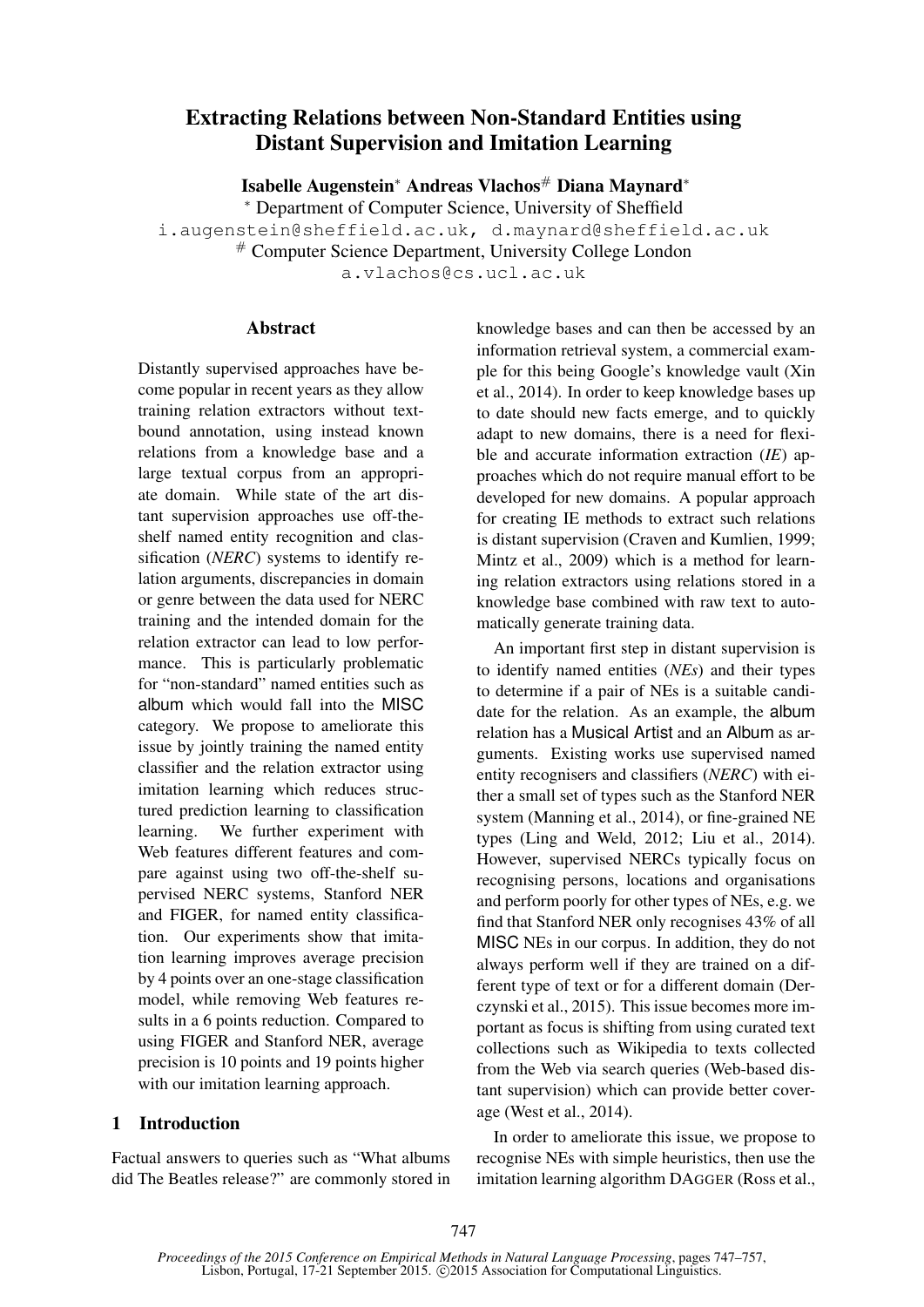# Extracting Relations between Non-Standard Entities using Distant Supervision and Imitation Learning

**Isabelle Augenstein*** **Andreas Vlachos#** **Diana Maynard***

\* Department of Computer Science, University of Sheffield

i.augenstein@sheffield.ac.uk, d.maynard@sheffield.ac.uk

\# Computer Science Department, University College London

a.vlachos@cs.ucl.ac.uk

## Abstract

Distantly supervised approaches have become popular in recent years as they allow training relation extractors without text-bound annotation, using instead known relations from a knowledge base and a large textual corpus from an appropriate domain. While state of the art distant supervision approaches use off-the-shelf named entity recognition and classification (*NERC*) systems to identify relation arguments, discrepancies in domain or genre between the data used for NERC training and the intended domain for the relation extractor can lead to low performance. This is particularly problematic for "non-standard" named entities such as album which would fall into the MISC category. We propose to ameliorate this issue by jointly training the named entity classifier and the relation extractor using imitation learning which reduces structured prediction learning to classification learning. We further experiment with Web features different features and compare against using two off-the-shelf supervised NERC systems, Stanford NER and FIGER, for named entity classification. Our experiments show that imitation learning improves average precision by 4 points over an one-stage classification model, while removing Web features results in a 6 points reduction. Compared to using FIGER and Stanford NER, average precision is 10 points and 19 points higher with our imitation learning approach.

## 1 Introduction

Factual answers to queries such as "What albums did The Beatles release?" are commonly stored in knowledge bases and can then be accessed by an information retrieval system, a commercial example for this being Google's knowledge vault (Xin et al., 2014). In order to keep knowledge bases up to date should new facts emerge, and to quickly adapt to new domains, there is a need for flexible and accurate information extraction (*IE*) approaches which do not require manual effort to be developed for new domains. A popular approach for creating IE methods to extract such relations is distant supervision (Craven and Kumlien, 1999; Mintz et al., 2009) which is a method for learning relation extractors using relations stored in a knowledge base combined with raw text to automatically generate training data.

An important first step in distant supervision is to identify named entities (*NEs*) and their types to determine if a pair of NEs is a suitable candidate for the relation. As an example, the album relation has a Musical Artist and an Album as arguments. Existing works use supervised named entity recognisers and classifiers (*NERC*) with either a small set of types such as the Stanford NER system (Manning et al., 2014), or fine-grained NE types (Ling and Weld, 2012; Liu et al., 2014). However, supervised NERCs typically focus on recognising persons, locations and organisations and perform poorly for other types of NEs, e.g. we find that Stanford NER only recognises 43% of all MISC NEs in our corpus. In addition, they do not always perform well if they are trained on a different type of text or for a different domain (Derczynski et al., 2015). This issue becomes more important as focus is shifting from using curated text collections such as Wikipedia to texts collected from the Web via search queries (Web-based distant supervision) which can provide better coverage (West et al., 2014).

In order to ameliorate this issue, we propose to recognise NEs with simple heuristics, then use the imitation learning algorithm DAGGER (Ross et al.,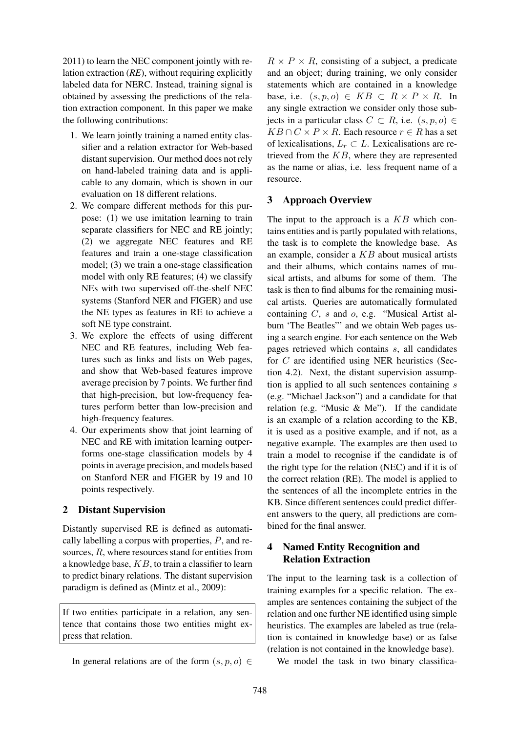2011) to learn the NEC component jointly with relation extraction (*RE*), without requiring explicitly labeled data for NERC. Instead, training signal is obtained by assessing the predictions of the relation extraction component. In this paper we make the following contributions:

1. We learn jointly training a named entity classifier and a relation extractor for Web-based distant supervision. Our method does not rely on hand-labeled training data and is applicable to any domain, which is shown in our evaluation on 18 different relations.
2. We compare different methods for this purpose: (1) we use imitation learning to train separate classifiers for NEC and RE jointly; (2) we aggregate NEC features and RE features and train a one-stage classification model; (3) we train a one-stage classification model with only RE features; (4) we classify NEs with two supervised off-the-shelf NEC systems (Stanford NER and FIGER) and use the NE types as features in RE to achieve a soft NE type constraint.
3. We explore the effects of using different NEC and RE features, including Web features such as links and lists on Web pages, and show that Web-based features improve average precision by 7 points. We further find that high-precision, but low-frequency features perform better than low-precision and high-frequency features.
4. Our experiments show that joint learning of NEC and RE with imitation learning outperforms one-stage classification models by 4 points in average precision, and models based on Stanford NER and FIGER by 19 and 10 points respectively.

## 2 Distant Supervision

Distantly supervised RE is defined as automatically labelling a corpus with properties, $P$, and resources, $R$, where resources stand for entities from a knowledge base, $KB$, to train a classifier to learn to predict binary relations. The distant supervision paradigm is defined as (Mintz et al., 2009):

> If two entities participate in a relation, any sentence that contains those two entities might express that relation.

In general relations are of the form $(s, p, o) \in R \times P \times R$, consisting of a subject, a predicate and an object; during training, we only consider statements which are contained in a knowledge base, i.e. $(s, p, o) \in KB \subset R \times P \times R$. In any single extraction we consider only those subjects in a particular class $C \subset R$, i.e. $(s, p, o) \in KB \cap C \times P \times R$. Each resource $r \in R$ has a set of lexicalisations, $L_r \subset L$. Lexicalisations are retrieved from the $KB$, where they are represented as the name or alias, i.e. less frequent name of a resource.

## 3 Approach Overview

The input to the approach is a $KB$ which contains entities and is partly populated with relations, the task is to complete the knowledge base. As an example, consider a $KB$ about musical artists and their albums, which contains names of musical artists, and albums for some of them. The task is then to find albums for the remaining musical artists. Queries are automatically formulated containing $C$, $s$ and $o$, e.g. "Musical Artist album 'The Beatles"' and we obtain Web pages using a search engine. For each sentence on the Web pages retrieved which contains $s$, all candidates for $C$ are identified using NER heuristics (Section 4.2). Next, the distant supervision assumption is applied to all such sentences containing $s$ (e.g. "Michael Jackson") and a candidate for that relation (e.g. "Music & Me"). If the candidate is an example of a relation according to the KB, it is used as a positive example, and if not, as a negative example. The examples are then used to train a model to recognise if the candidate is of the right type for the relation (NEC) and if it is of the correct relation (RE). The model is applied to the sentences of all the incomplete entries in the KB. Since different sentences could predict different answers to the query, all predictions are combined for the final answer.

## 4 Named Entity Recognition and Relation Extraction

The input to the learning task is a collection of training examples for a specific relation. The examples are sentences containing the subject of the relation and one further NE identified using simple heuristics. The examples are labeled as true (relation is contained in knowledge base) or as false (relation is not contained in the knowledge base).

We model the task in two binary classifica-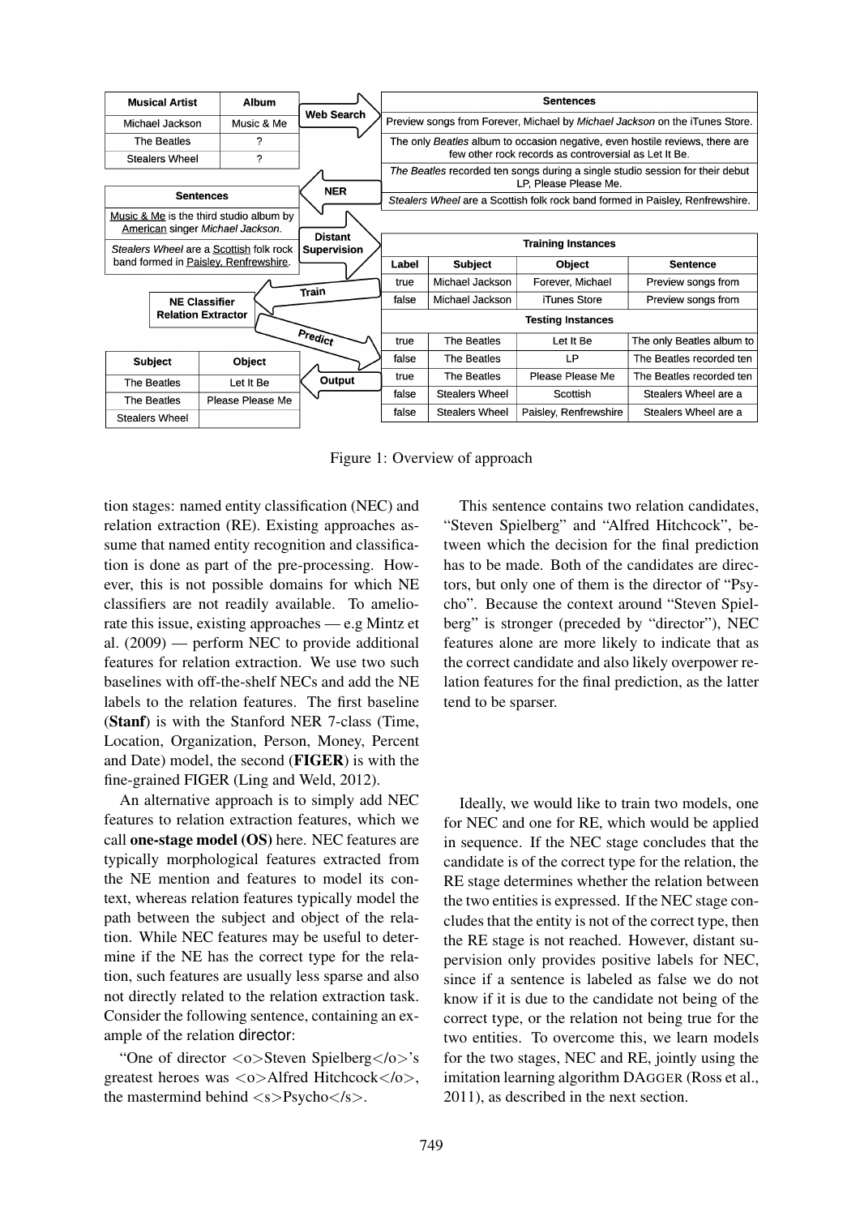Figure 1: Overview of approach

tion stages: named entity classification (NEC) and relation extraction (RE). Existing approaches assume that named entity recognition and classification is done as part of the pre-processing. However, this is not possible domains for which NE classifiers are not readily available. To ameliorate this issue, existing approaches — e.g Mintz et al. (2009) — perform NEC to provide additional features for relation extraction. We use two such baselines with off-the-shelf NECs and add the NE labels to the relation features. The first baseline (**Stanf**) is with the Stanford NER 7-class (Time, Location, Organization, Person, Money, Percent and Date) model, the second (**FIGER**) is with the fine-grained FIGER (Ling and Weld, 2012).

An alternative approach is to simply add NEC features to relation extraction features, which we call **one-stage model (OS)** here. NEC features are typically morphological features extracted from the NE mention and features to model its context, whereas relation features typically model the path between the subject and object of the relation. While NEC features may be useful to determine if the NE has the correct type for the relation, such features are usually less sparse and also not directly related to the relation extraction task. Consider the following sentence, containing an example of the relation director:

"One of director <o>Steven Spielberg</o>'s greatest heroes was <o>Alfred Hitchcock</o>, the mastermind behind <s>Psycho</s>.

This sentence contains two relation candidates, "Steven Spielberg" and "Alfred Hitchcock", between which the decision for the final prediction has to be made. Both of the candidates are directors, but only one of them is the director of "Psycho". Because the context around "Steven Spielberg" is stronger (preceded by "director"), NEC features alone are more likely to indicate that as the correct candidate and also likely overpower relation features for the final prediction, as the latter tend to be sparser.

Ideally, we would like to train two models, one for NEC and one for RE, which would be applied in sequence. If the NEC stage concludes that the candidate is of the correct type for the relation, the RE stage determines whether the relation between the two entities is expressed. If the NEC stage concludes that the entity is not of the correct type, then the RE stage is not reached. However, distant supervision only provides positive labels for NEC, since if a sentence is labeled as false we do not know if it is due to the candidate not being of the correct type, or the relation not being true for the two entities. To overcome this, we learn models for the two stages, NEC and RE, jointly using the imitation learning algorithm DAGGER (Ross et al., 2011), as described in the next section.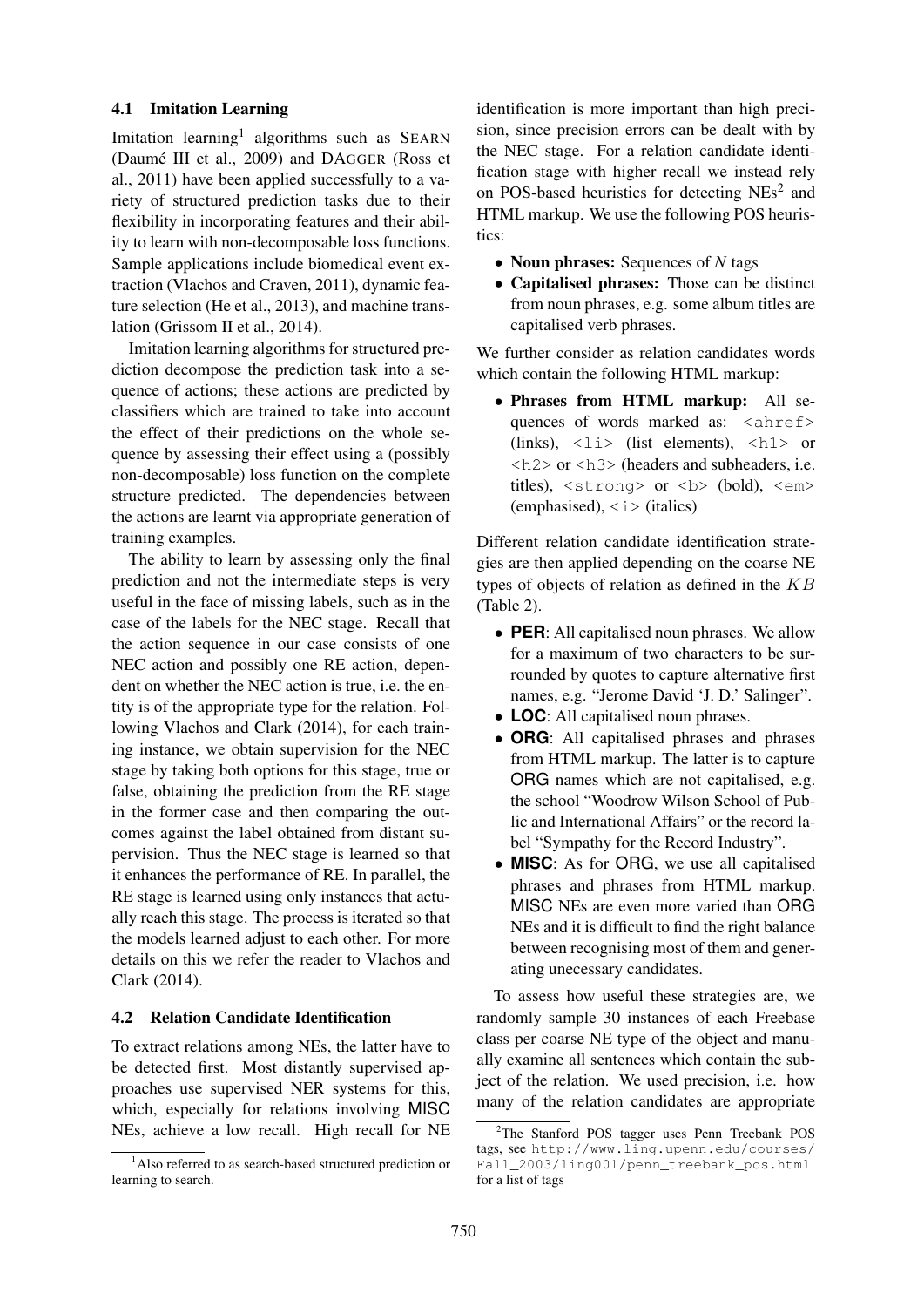### 4.1 Imitation Learning

Imitation learning[1] algorithms such as SEARN (Daumé III et al., 2009) and DAGGER (Ross et al., 2011) have been applied successfully to a variety of structured prediction tasks due to their flexibility in incorporating features and their ability to learn with non-decomposable loss functions. Sample applications include biomedical event extraction (Vlachos and Craven, 2011), dynamic feature selection (He et al., 2013), and machine translation (Grissom II et al., 2014).

Imitation learning algorithms for structured prediction decompose the prediction task into a sequence of actions; these actions are predicted by classifiers which are trained to take into account the effect of their predictions on the whole sequence by assessing their effect using a (possibly non-decomposable) loss function on the complete structure predicted. The dependencies between the actions are learnt via appropriate generation of training examples.

The ability to learn by assessing only the final prediction and not the intermediate steps is very useful in the face of missing labels, such as in the case of the labels for the NEC stage. Recall that the action sequence in our case consists of one NEC action and possibly one RE action, dependent on whether the NEC action is true, i.e. the entity is of the appropriate type for the relation. Following Vlachos and Clark (2014), for each training instance, we obtain supervision for the NEC stage by taking both options for this stage, true or false, obtaining the prediction from the RE stage in the former case and then comparing the outcomes against the label obtained from distant supervision. Thus the NEC stage is learned so that it enhances the performance of RE. In parallel, the RE stage is learned using only instances that actually reach this stage. The process is iterated so that the models learned adjust to each other. For more details on this we refer the reader to Vlachos and Clark (2014).

### 4.2 Relation Candidate Identification

To extract relations among NEs, the latter have to be detected first. Most distantly supervised approaches use supervised NER systems for this, which, especially for relations involving MISC NEs, achieve a low recall. High recall for NE identification is more important than high precision, since precision errors can be dealt with by the NEC stage. For a relation candidate identification stage with higher recall we instead rely on POS-based heuristics for detecting NEs[2] and HTML markup. We use the following POS heuristics:

- **Noun phrases:** Sequences of *N* tags
- **Capitalised phrases:** Those can be distinct from noun phrases, e.g. some album titles are capitalised verb phrases.

We further consider as relation candidates words which contain the following HTML markup:

- **Phrases from HTML markup:** All sequences of words marked as: `<ahref>` (links), `<li>` (list elements), `<h1>` or `<h2>` or `<h3>` (headers and subheaders, i.e. titles), `<strong>` or `<b>` (bold), `<em>` (emphasised), `<i>` (italics)

Different relation candidate identification strategies are then applied depending on the coarse NE types of objects of relation as defined in the $KB$ (Table 2).

- **PER**: All capitalised noun phrases. We allow for a maximum of two characters to be surrounded by quotes to capture alternative first names, e.g. "Jerome David 'J. D.' Salinger".
- **LOC**: All capitalised noun phrases.
- **ORG**: All capitalised phrases and phrases from HTML markup. The latter is to capture ORG names which are not capitalised, e.g. the school "Woodrow Wilson School of Public and International Affairs" or the record label "Sympathy for the Record Industry".
- **MISC**: As for ORG, we use all capitalised phrases and phrases from HTML markup. MISC NEs are even more varied than ORG NEs and it is difficult to find the right balance between recognising most of them and generating unecessary candidates.

To assess how useful these strategies are, we randomly sample 30 instances of each Freebase class per coarse NE type of the object and manually examine all sentences which contain the subject of the relation. We used precision, i.e. how many of the relation candidates are appropriate

[1] Also referred to as search-based structured prediction or learning to search.

[2] The Stanford POS tagger uses Penn Treebank POS tags, see `http://www.ling.upenn.edu/courses/Fall_2003/ling001/penn_treebank_pos.html` for a list of tags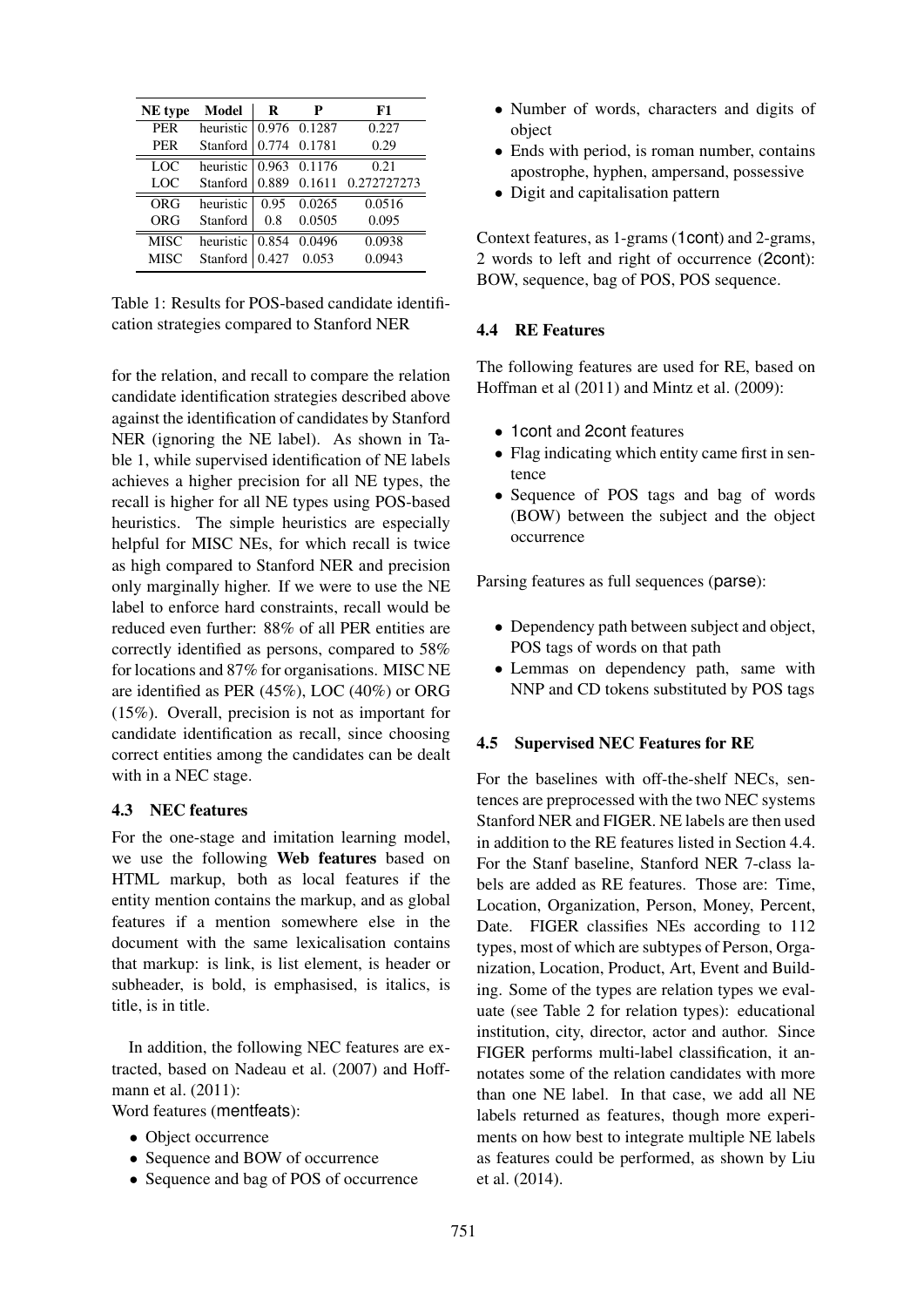| NE type | Model | R | P | F1 |
|---|---|---|---|---|
| PER | heuristic | 0.976 | 0.1287 | 0.227 |
| PER | Stanford | 0.774 | 0.1781 | 0.29 |
| LOC | heuristic | 0.963 | 0.1176 | 0.21 |
| LOC | Stanford | 0.889 | 0.1611 | 0.272727273 |
| ORG | heuristic | 0.95 | 0.0265 | 0.0516 |
| ORG | Stanford | 0.8 | 0.0505 | 0.095 |
| MISC | heuristic | 0.854 | 0.0496 | 0.0938 |
| MISC | Stanford | 0.427 | 0.053 | 0.0943 |

Table 1: Results for POS-based candidate identification strategies compared to Stanford NER

for the relation, and recall to compare the relation candidate identification strategies described above against the identification of candidates by Stanford NER (ignoring the NE label). As shown in Table 1, while supervised identification of NE labels achieves a higher precision for all NE types, the recall is higher for all NE types using POS-based heuristics. The simple heuristics are especially helpful for MISC NEs, for which recall is twice as high as compared to Stanford NER and precision only marginally higher. If we were to use the NE label to enforce hard constraints, recall would be reduced even further: 88% of all PER entities are correctly identified as persons, compared to 58% for locations and 87% for organisations. MISC NE are identified as PER (45%), LOC (40%) or ORG (15%). Overall, precision is not as important for candidate identification as recall, since choosing correct entities among the candidates can be dealt with in a NEC stage.

### 4.3 NEC features

For the one-stage and imitation learning model, we use the following **Web features** based on HTML markup, both as local features if the entity mention contains the markup, and as global features if a mention somewhere else in the document with the same lexicalisation contains that markup: is link, is list element, is header or subheader, is bold, is emphasised, is italics, is title, is in title.

In addition, the following NEC features are extracted, based on Nadeau et al. (2007) and Hoffmann et al. (2011):

Word features (mentfeats):

- Object occurrence
- Sequence and BOW of occurrence
- Sequence and bag of POS of occurrence
- Number of words, characters and digits of object
- Ends with period, is roman number, contains apostrophe, hyphen, ampersand, possessive
- Digit and capitalisation pattern

Context features, as 1-grams (1cont) and 2-grams, 2 words to left and right of occurrence (2cont): BOW, sequence, bag of POS, POS sequence.

### 4.4 RE Features

The following features are used for RE, based on Hoffman et al (2011) and Mintz et al. (2009):

- 1cont and 2cont features
- Flag indicating which entity came first in sentence
- Sequence of POS tags and bag of words (BOW) between the subject and the object occurrence

Parsing features as full sequences (parse):

- Dependency path between subject and object, POS tags of words on that path
- Lemmas on dependency path, same with NNP and CD tokens substituted by POS tags

### 4.5 Supervised NEC Features for RE

For the baselines with off-the-shelf NECs, sentences are preprocessed with the two NEC systems Stanford NER and FIGER. NE labels are then used in addition to the RE features listed in Section 4.4. For the Stanf baseline, Stanford NER 7-class labels are added as RE features. Those are: Time, Location, Organization, Person, Money, Percent, Date. FIGER classifies NEs according to 112 types, most of which are subtypes of Person, Organization, Location, Product, Art, Event and Building. Some of the types are relation types we evaluate (see Table 2 for relation types): educational institution, city, director, actor and author. Since FIGER performs multi-label classification, it annotates some of the relation candidates with more than one NE label. In that case, we add all NE labels returned as features, though more experiments on how best to integrate multiple NE labels as features could be performed, as shown by Liu et al. (2014).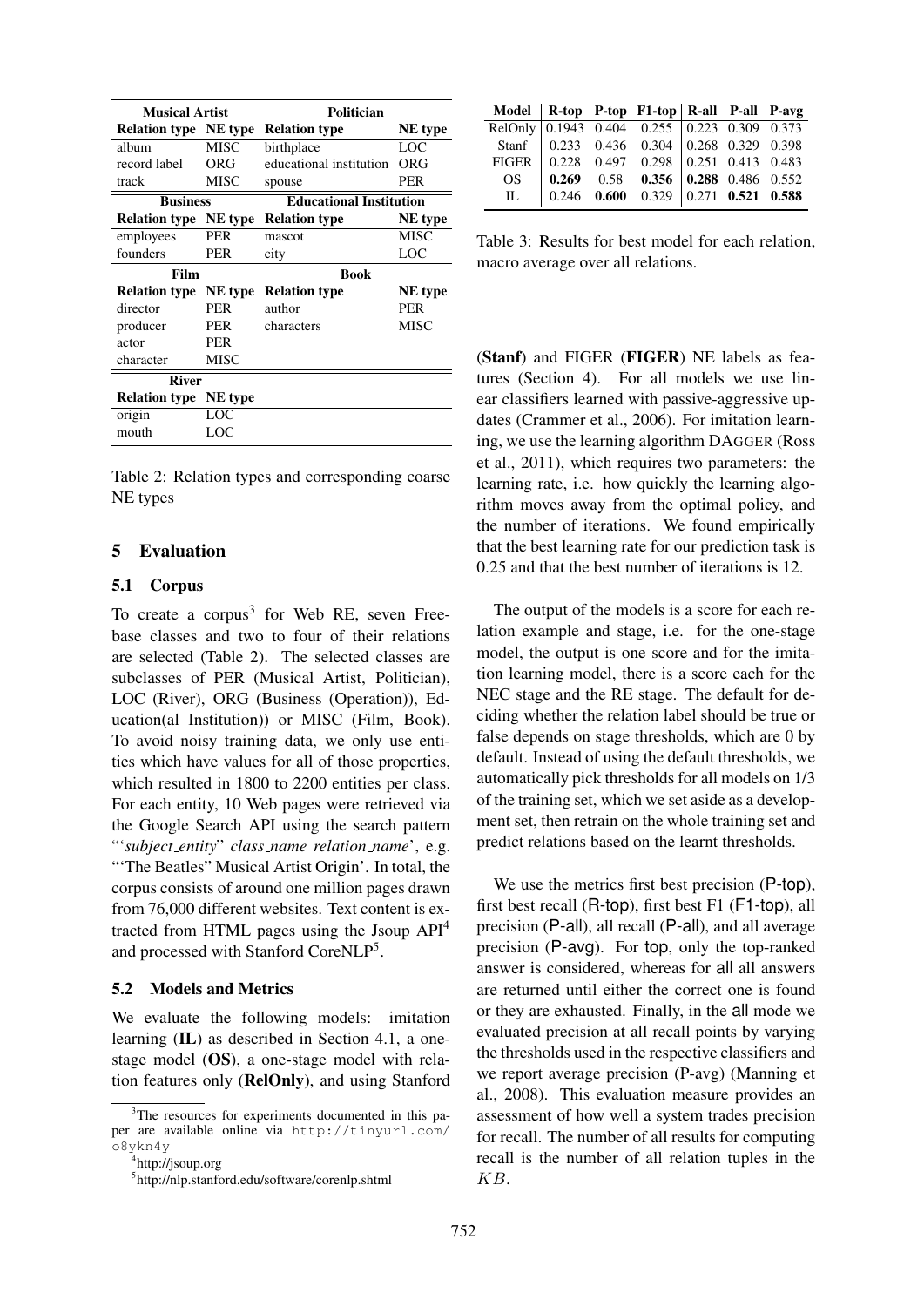| Musical Artist | | Politician | |
|---|---|---|---|
| **Relation type** | **NE type** | **Relation type** | **NE type** |
| album | MISC | birthplace | LOC |
| record label | ORG | educational institution | ORG |
| track | MISC | spouse | PER |
| **Business** | | **Educational Institution** | |
| **Relation type** | **NE type** | **Relation type** | **NE type** |
| employees | PER | mascot | MISC |
| founders | PER | city | LOC |
| **Film** | | **Book** | |
| **Relation type** | **NE type** | **Relation type** | **NE type** |
| director | PER | author | PER |
| producer | PER | characters | MISC |
| actor | PER | | |
| character | MISC | | |
| **River** | | | |
| **Relation type** | **NE type** | | |
| origin | LOC | | |
| mouth | LOC | | |

Table 2: Relation types and corresponding coarse NE types

## 5 Evaluation

### 5.1 Corpus

To create a corpus[3] for Web RE, seven Freebase classes and two to four of their relations are selected (Table 2). The selected classes are subclasses of PER (Musical Artist, Politician), LOC (River), ORG (Business (Operation)), Education(al Institution)) or MISC (Film, Book). To avoid noisy training data, we only use entities which have values for all of those properties, which resulted in 1800 to 2200 entities per class. For each entity, 10 Web pages were retrieved via the Google Search API using the search pattern "'*subject_entity*" *class_name relation_name*', e.g. "'The Beatles" Musical Artist Origin'. In total, the corpus consists of around one million pages drawn from 76,000 different websites. Text content is extracted from HTML pages using the Jsoup API[4] and processed with Stanford CoreNLP[5].

### 5.2 Models and Metrics

We evaluate the following models: imitation learning (**IL**) as described in Section 4.1, a one-stage model (**OS**), a one-stage model with relation features only (**RelOnly**), and using Stanford (**Stanf**) and FIGER (**FIGER**) NE labels as features (Section 4). For all models we use linear classifiers learned with passive-aggressive updates (Crammer et al., 2006). For imitation learning, we use the learning algorithm DAGGER (Ross et al., 2011), which requires two parameters: the learning rate, i.e. how quickly the learning algorithm moves away from the optimal policy, and the number of iterations. We found empirically that the best learning rate for our prediction task is 0.25 and that the best number of iterations is 12.

| Model | R-top | P-top | F1-top | R-all | P-all | P-avg |
|---|---|---|---|---|---|---|
| RelOnly | 0.1943 | 0.404 | 0.255 | 0.223 | 0.309 | 0.373 |
| Stanf | 0.233 | 0.436 | 0.304 | 0.268 | 0.329 | 0.398 |
| FIGER | 0.228 | 0.497 | 0.298 | 0.251 | 0.413 | 0.483 |
| OS | **0.269** | 0.58 | **0.356** | **0.288** | 0.486 | 0.552 |
| IL | 0.246 | **0.600** | 0.329 | 0.271 | **0.521** | **0.588** |

Table 3: Results for best model for each relation, macro average over all relations.

The output of the models is a score for each relation example and stage, i.e. for the one-stage model, the output is one score and for the imitation learning model, there is a score each for the NEC stage and the RE stage. The default for deciding whether the relation label should be true or false depends on stage thresholds, which are 0 by default. Instead of using the default thresholds, we automatically pick thresholds for all models on 1/3 of the training set, which we set aside as a development set, then retrain on the whole training set and predict relations based on the learnt thresholds.

We use the metrics first best precision (P-top), first best recall (R-top), first best F1 (F1-top), all precision (P-all), all recall (P-all), and all average precision (P-avg). For top, only the top-ranked answer is considered, whereas for all all answers are returned until either the correct one is found or they are exhausted. Finally, in the all mode we evaluated precision at all recall points by varying the thresholds used in the respective classifiers and we report average precision (P-avg) (Manning et al., 2008). This evaluation measure provides an assessment of how well a system trades precision for recall. The number of all results for computing recall is the number of all relation tuples in the $KB$.

[3] The resources for experiments documented in this paper are available online via http://tinyurl.com/o8ykn4y

[4] http://jsoup.org

[5] http://nlp.stanford.edu/software/corenlp.shtml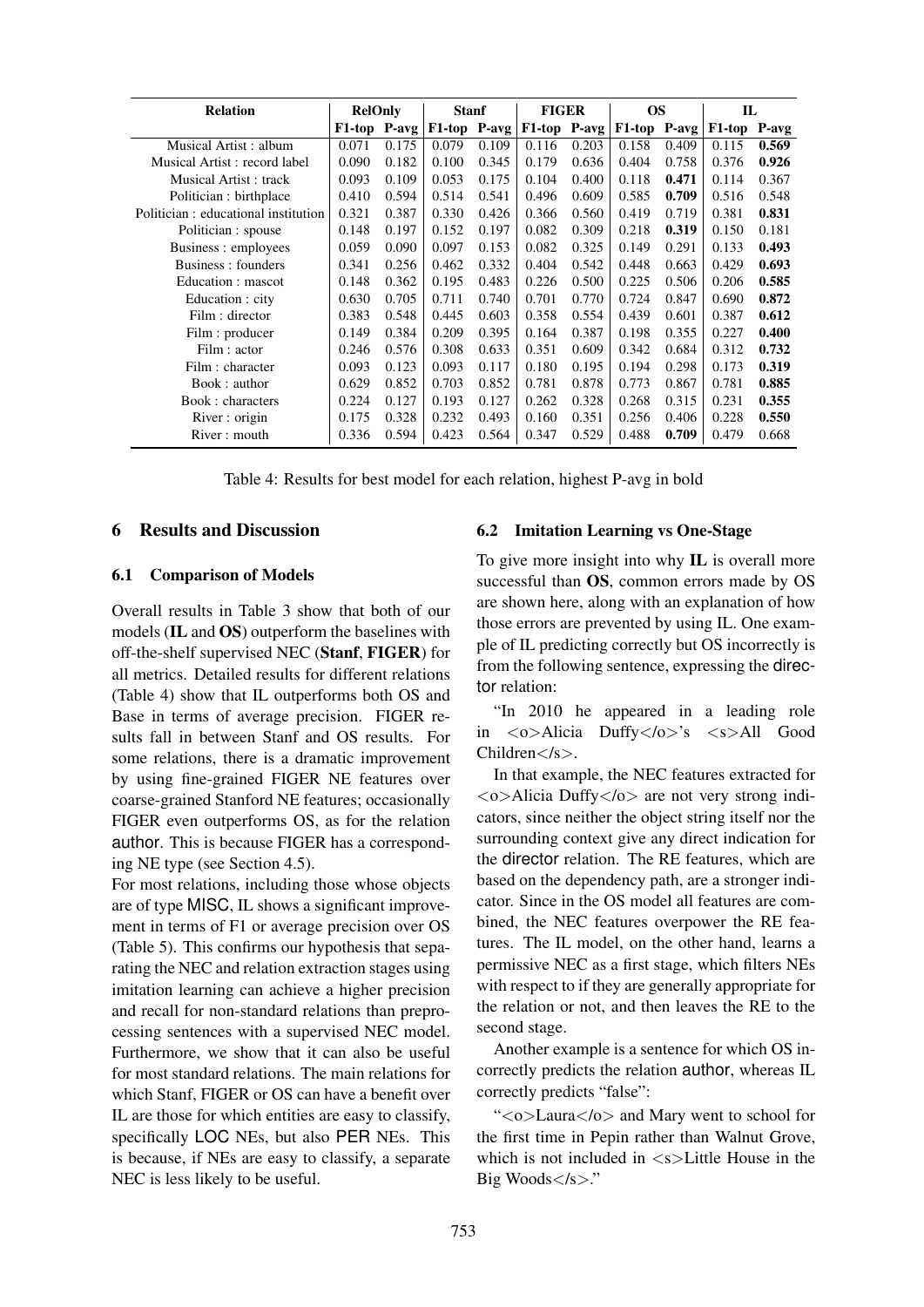| Relation | RelOnly | | Stanf | | FIGER | | OS | | IL | |
|---|---|---|---|---|---|---|---|---|---|---|
| | F1-top | P-avg | F1-top | P-avg | F1-top | P-avg | F1-top | P-avg | F1-top | P-avg |
| Musical Artist : album | 0.071 | 0.175 | 0.079 | 0.109 | 0.116 | 0.203 | 0.158 | 0.409 | 0.115 | **0.569** |
| Musical Artist : record label | 0.090 | 0.182 | 0.100 | 0.345 | 0.179 | 0.636 | 0.404 | 0.758 | 0.376 | **0.926** |
| Musical Artist : track | 0.093 | 0.109 | 0.053 | 0.175 | 0.104 | 0.400 | 0.118 | **0.471** | 0.114 | 0.367 |
| Politician : birthplace | 0.410 | 0.594 | 0.514 | 0.541 | 0.496 | 0.609 | 0.585 | **0.709** | 0.516 | 0.548 |
| Politician : educational institution | 0.321 | 0.387 | 0.330 | 0.426 | 0.366 | 0.560 | 0.419 | 0.719 | 0.381 | **0.831** |
| Politician : spouse | 0.148 | 0.197 | 0.152 | 0.197 | 0.082 | 0.309 | 0.218 | **0.319** | 0.150 | 0.181 |
| Business : employees | 0.059 | 0.090 | 0.097 | 0.153 | 0.082 | 0.325 | 0.149 | 0.291 | 0.133 | **0.493** |
| Business : founders | 0.341 | 0.256 | 0.462 | 0.332 | 0.404 | 0.542 | 0.448 | 0.663 | 0.429 | **0.693** |
| Education : mascot | 0.148 | 0.362 | 0.195 | 0.483 | 0.226 | 0.500 | 0.225 | 0.506 | 0.206 | **0.585** |
| Education : city | 0.630 | 0.705 | 0.711 | 0.740 | 0.701 | 0.770 | 0.724 | 0.847 | 0.690 | **0.872** |
| Film : director | 0.383 | 0.548 | 0.445 | 0.603 | 0.358 | 0.554 | 0.439 | 0.601 | 0.387 | **0.612** |
| Film : producer | 0.149 | 0.384 | 0.209 | 0.395 | 0.164 | 0.387 | 0.198 | 0.355 | 0.227 | **0.400** |
| Film : actor | 0.246 | 0.576 | 0.308 | 0.633 | 0.351 | 0.609 | 0.342 | 0.684 | 0.312 | **0.732** |
| Film : character | 0.093 | 0.123 | 0.093 | 0.117 | 0.180 | 0.195 | 0.194 | 0.298 | 0.173 | **0.319** |
| Book : author | 0.629 | 0.852 | 0.703 | 0.852 | 0.781 | 0.878 | 0.773 | 0.867 | 0.781 | **0.885** |
| Book : characters | 0.224 | 0.127 | 0.193 | 0.127 | 0.262 | 0.328 | 0.268 | 0.315 | 0.231 | **0.355** |
| River : origin | 0.175 | 0.328 | 0.232 | 0.493 | 0.160 | 0.351 | 0.256 | 0.406 | 0.228 | **0.550** |
| River : mouth | 0.336 | 0.594 | 0.423 | 0.564 | 0.347 | 0.529 | 0.488 | **0.709** | 0.479 | 0.668 |

Table 4: Results for best model for each relation, highest P-avg in bold

## 6 Results and Discussion

### 6.1 Comparison of Models

Overall results in Table 3 show that both of our models (**IL** and **OS**) outperform the baselines with off-the-shelf supervised NEC (**Stanf**, **FIGER**) for all metrics. Detailed results for different relations (Table 4) show that IL outperforms both OS and Base in terms of average precision. FIGER results fall in between Stanf and OS results. For some relations, there is a dramatic improvement by using fine-grained FIGER NE features over coarse-grained Stanford NE features; occasionally FIGER even outperforms OS, as for the relation author. This is because FIGER has a corresponding NE type (see Section 4.5).

For most relations, including those whose objects are of type MISC, IL shows a significant improvement in terms of F1 or average precision over OS (Table 5). This confirms our hypothesis that separating the NEC and relation extraction stages using imitation learning can achieve a higher precision and recall for non-standard relations than preprocessing sentences with a supervised NEC model. Furthermore, we show that it can also be useful for most standard relations. The main relations for which Stanf, FIGER or OS can have a benefit over IL are those for which entities are easy to classify, specifically LOC NEs, but also PER NEs. This is because, if NEs are easy to classify, a separate NEC is less likely to be useful.

### 6.2 Imitation Learning vs One-Stage

To give more insight into why **IL** is overall more successful than **OS**, common errors made by OS are shown here, along with an explanation of how those errors are prevented by using IL. One example of IL predicting correctly but OS incorrectly is from the following sentence, expressing the director relation:

"In 2010 he appeared in a leading role in <o>Alicia Duffy</o>'s <s>All Good Children</s>.

In that example, the NEC features extracted for <o>Alicia Duffy</o> are not very strong indicators, since neither the object string itself nor the surrounding context give any direct indication for the director relation. The RE features, which are based on the dependency path, are a stronger indicator. Since in the OS model all features are combined, the NEC features overpower the RE features. The IL model, on the other hand, learns a permissive NEC as a first stage, which filters NEs with respect to if they are generally appropriate for the relation or not, and then leaves the RE to the second stage.

Another example is a sentence for which OS incorrectly predicts the relation author, whereas IL correctly predicts "false":

"<o>Laura</o> and Mary went to school for the first time in Pepin rather than Walnut Grove, which is not included in <s>Little House in the Big Woods</s>."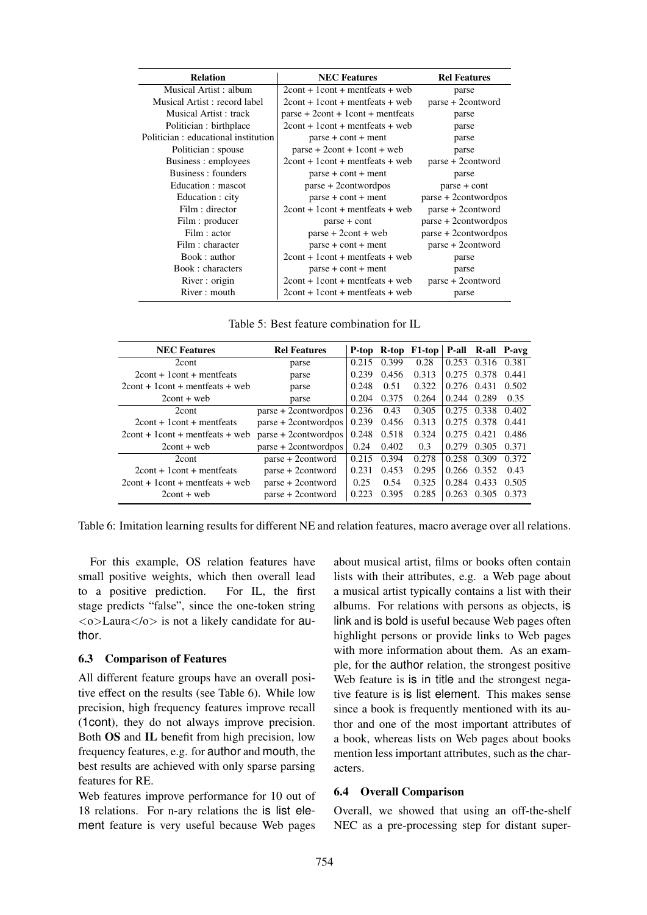| Relation | NEC Features | Rel Features |
|---|---|---|
| Musical Artist : album | 2cont + 1cont + mentfeats + web | parse |
| Musical Artist : record label | 2cont + 1cont + mentfeats + web | parse + 2contword |
| Musical Artist : track | parse + 2cont + 1cont + mentfeats | parse |
| Politician : birthplace | 2cont + 1cont + mentfeats + web | parse |
| Politician : educational institution | parse + cont + ment | parse |
| Politician : spouse | parse + 2cont + 1cont + web | parse |
| Business : employees | 2cont + 1cont + mentfeats + web | parse + 2contword |
| Business : founders | parse + cont + ment | parse |
| Education : mascot | parse + 2contwordpos | parse + cont |
| Education : city | parse + cont + ment | parse + 2contwordpos |
| Film : director | 2cont + 1cont + mentfeats + web | parse + 2contword |
| Film : producer | parse + cont | parse + 2contwordpos |
| Film : actor | parse + 2cont + web | parse + 2contwordpos |
| Film : character | parse + cont + ment | parse + 2contword |
| Book : author | 2cont + 1cont + mentfeats + web | parse |
| Book : characters | parse + cont + ment | parse |
| River : origin | 2cont + 1cont + mentfeats + web | parse + 2contword |
| River : mouth | 2cont + 1cont + mentfeats + web | parse |

Table 5: Best feature combination for IL

| NEC Features | Rel Features | P-top | R-top | F1-top | P-all | R-all | P-avg |
|---|---|---|---|---|---|---|---|
| 2cont | parse | 0.215 | 0.399 | 0.28 | 0.253 | 0.316 | 0.381 |
| 2cont + 1cont + mentfeats | parse | 0.239 | 0.456 | 0.313 | 0.275 | 0.378 | 0.441 |
| 2cont + 1cont + mentfeats + web | parse | 0.248 | 0.51 | 0.322 | 0.276 | 0.431 | 0.502 |
| 2cont + web | parse | 0.204 | 0.375 | 0.264 | 0.244 | 0.289 | 0.35 |
| 2cont | parse + 2contwordpos | 0.236 | 0.43 | 0.305 | 0.275 | 0.338 | 0.402 |
| 2cont + 1cont + mentfeats | parse + 2contwordpos | 0.239 | 0.456 | 0.313 | 0.275 | 0.378 | 0.441 |
| 2cont + 1cont + mentfeats + web | parse + 2contwordpos | 0.248 | 0.518 | 0.324 | 0.275 | 0.421 | 0.486 |
| 2cont + web | parse + 2contwordpos | 0.24 | 0.402 | 0.3 | 0.279 | 0.305 | 0.371 |
| 2cont | parse + 2contword | 0.215 | 0.394 | 0.278 | 0.258 | 0.309 | 0.372 |
| 2cont + 1cont + mentfeats | parse + 2contword | 0.231 | 0.453 | 0.295 | 0.266 | 0.352 | 0.43 |
| 2cont + 1cont + mentfeats + web | parse + 2contword | 0.25 | 0.54 | 0.325 | 0.284 | 0.433 | 0.505 |
| 2cont + web | parse + 2contword | 0.223 | 0.395 | 0.285 | 0.263 | 0.305 | 0.373 |

Table 6: Imitation learning results for different NE and relation features, macro average over all relations.

For this example, OS relation features have small positive weights, which then overall lead to a positive prediction. For IL, the first stage predicts "false", since the one-token string <o>Laura</o> is not a likely candidate for author.

### 6.3 Comparison of Features

All different feature groups have an overall positive effect on the results (see Table 6). While low precision, high frequency features improve recall (1cont), they do not always improve precision. Both **OS** and **IL** benefit from high precision, low frequency features, e.g. for author and mouth, the best results are achieved with only sparse parsing features for RE.

Web features improve performance for 10 out of 18 relations. For n-ary relations the is list element feature is very useful because Web pages about musical artist, films or books often contain lists with their attributes, e.g. a Web page about a musical artist typically contains a list with their albums. For relations with persons as objects, is link and is bold is useful because Web pages often highlight persons or provide links to Web pages with more information about them. As an example, for the author relation, the strongest positive Web feature is is in title and the strongest negative feature is is list element. This makes sense since a book is frequently mentioned with its author and one of the most important attributes of a book, whereas lists on Web pages about books mention less important attributes, such as the characters.

### 6.4 Overall Comparison

Overall, we showed that using an off-the-shelf NEC as a pre-processing step for distant super-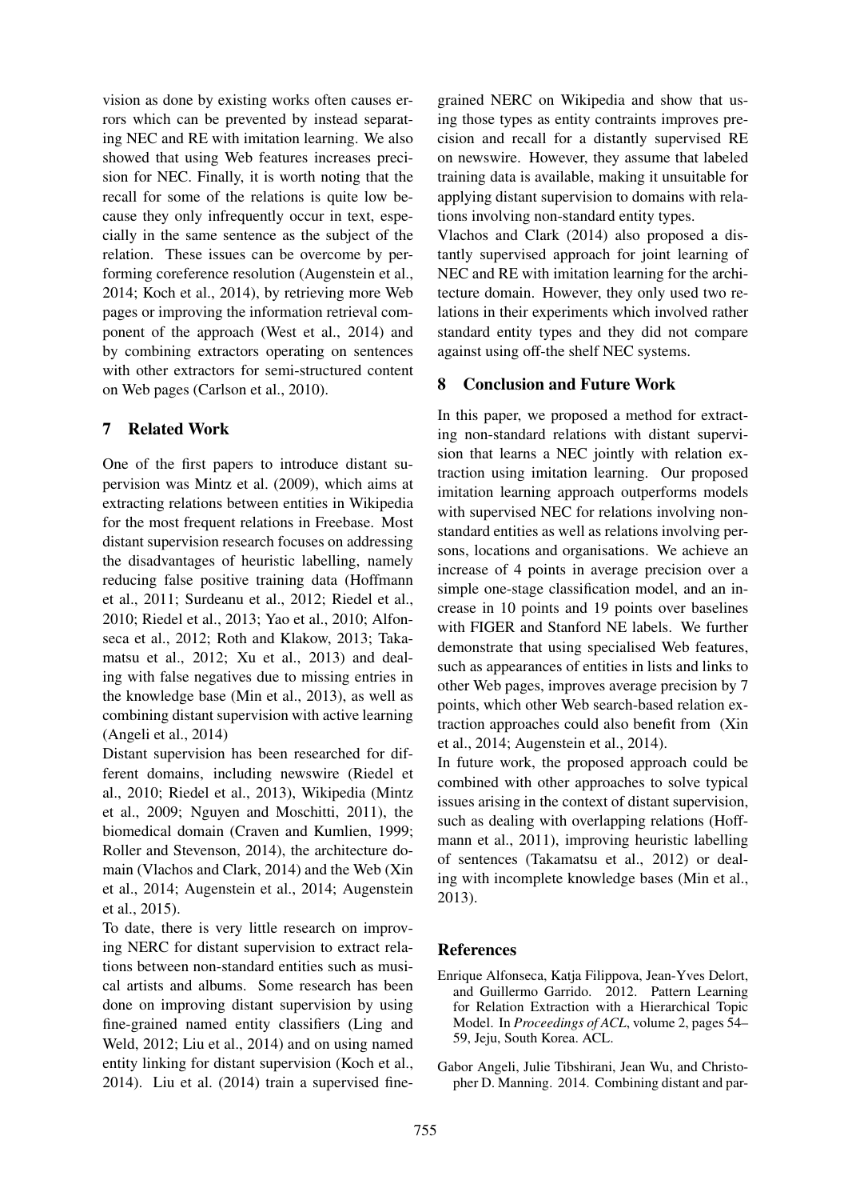vision as done by existing works often causes errors which can be prevented by instead separating NEC and RE with imitation learning. We also showed that using Web features increases precision for NEC. Finally, it is worth noting that the recall for some of the relations is quite low because they only infrequently occur in text, especially in the same sentence as the subject of the relation. These issues can be overcome by performing coreference resolution (Augenstein et al., 2014; Koch et al., 2014), by retrieving more Web pages or improving the information retrieval component of the approach (West et al., 2014) and by combining extractors operating on sentences with other extractors for semi-structured content on Web pages (Carlson et al., 2010).

## 7 Related Work

One of the first papers to introduce distant supervision was Mintz et al. (2009), which aims at extracting relations between entities in Wikipedia for the most frequent relations in Freebase. Most distant supervision research focuses on addressing the disadvantages of heuristic labelling, namely reducing false positive training data (Hoffmann et al., 2011; Surdeanu et al., 2012; Riedel et al., 2010; Riedel et al., 2013; Yao et al., 2010; Alfonseca et al., 2012; Roth and Klakow, 2013; Takamatsu et al., 2012; Xu et al., 2013) and dealing with false negatives due to missing entries in the knowledge base (Min et al., 2013), as well as combining distant supervision with active learning (Angeli et al., 2014)

Distant supervision has been researched for different domains, including newswire (Riedel et al., 2010; Riedel et al., 2013), Wikipedia (Mintz et al., 2009; Nguyen and Moschitti, 2011), the biomedical domain (Craven and Kumlien, 1999; Roller and Stevenson, 2014), the architecture domain (Vlachos and Clark, 2014) and the Web (Xin et al., 2014; Augenstein et al., 2014; Augenstein et al., 2015).

To date, there is very little research on improving NERC for distant supervision to extract relations between non-standard entities such as musical artists and albums. Some research has been done on improving distant supervision by using fine-grained named entity classifiers (Ling and Weld, 2012; Liu et al., 2014) and on using named entity linking for distant supervision (Koch et al., 2014). Liu et al. (2014) train a supervised fine-grained NERC on Wikipedia and show that using those types as entity contraints improves precision and recall for a distantly supervised RE on newswire. However, they assume that labeled training data is available, making it unsuitable for applying distant supervision to domains with relations involving non-standard entity types.

Vlachos and Clark (2014) also proposed a distantly supervised approach for joint learning of NEC and RE with imitation learning for the architecture domain. However, they only used two relations in their experiments which involved rather standard entity types and they did not compare against using off-the shelf NEC systems.

## 8 Conclusion and Future Work

In this paper, we proposed a method for extracting non-standard relations with distant supervision that learns a NEC jointly with relation extraction using imitation learning. Our proposed imitation learning approach outperforms models with supervised NEC for relations involving non-standard entities as well as relations involving persons, locations and organisations. We achieve an increase of 4 points in average precision over a simple one-stage classification model, and an increase in 10 points and 19 points over baselines with FIGER and Stanford NE labels. We further demonstrate that using specialised Web features, such as appearances of entities in lists and links to other Web pages, improves average precision by 7 points, which other Web search-based relation extraction approaches could also benefit from (Xin et al., 2014; Augenstein et al., 2014).

In future work, the proposed approach could be combined with other approaches to solve typical issues arising in the context of distant supervision, such as dealing with overlapping relations (Hoffmann et al., 2011), improving heuristic labelling of sentences (Takamatsu et al., 2012) or dealing with incomplete knowledge bases (Min et al., 2013).

## References

Enrique Alfonseca, Katja Filippova, Jean-Yves Delort, and Guillermo Garrido. 2012. Pattern Learning for Relation Extraction with a Hierarchical Topic Model. In *Proceedings of ACL*, volume 2, pages 54–59, Jeju, South Korea. ACL.

Gabor Angeli, Julie Tibshirani, Jean Wu, and Christopher D. Manning. 2014. Combining distant and par-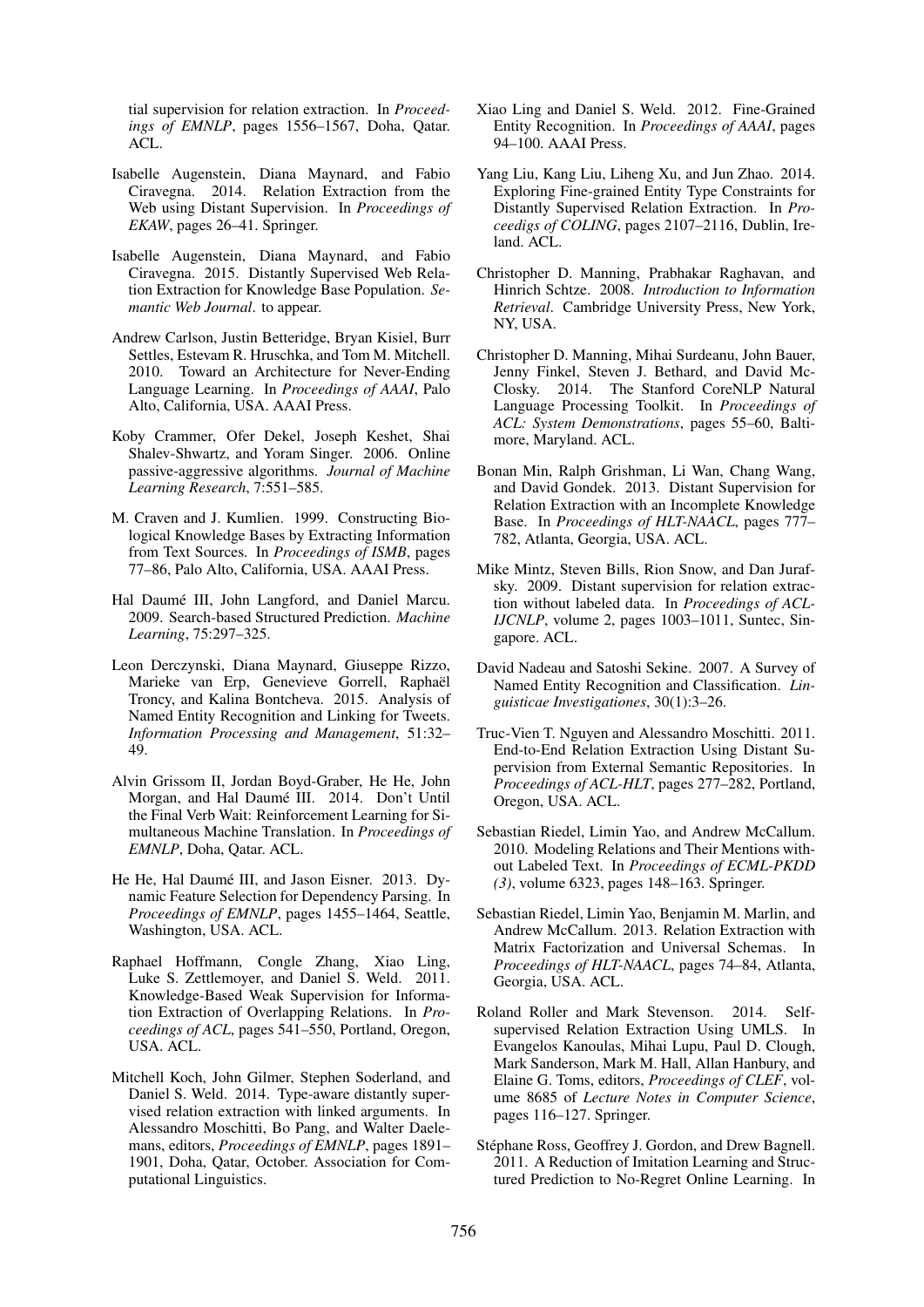tial supervision for relation extraction. In *Proceedings of EMNLP*, pages 1556–1567, Doha, Qatar. ACL.

Isabelle Augenstein, Diana Maynard, and Fabio Ciravegna. 2014. Relation Extraction from the Web using Distant Supervision. In *Proceedings of EKAW*, pages 26–41. Springer.

Isabelle Augenstein, Diana Maynard, and Fabio Ciravegna. 2015. Distantly Supervised Web Relation Extraction for Knowledge Base Population. *Semantic Web Journal*. to appear.

Andrew Carlson, Justin Betteridge, Bryan Kisiel, Burr Settles, Estevam R. Hruschka, and Tom M. Mitchell. 2010. Toward an Architecture for Never-Ending Language Learning. In *Proceedings of AAAI*, Palo Alto, California, USA. AAAI Press.

Koby Crammer, Ofer Dekel, Joseph Keshet, Shai Shalev-Shwartz, and Yoram Singer. 2006. Online passive-aggressive algorithms. *Journal of Machine Learning Research*, 7:551–585.

M. Craven and J. Kumlien. 1999. Constructing Biological Knowledge Bases by Extracting Information from Text Sources. In *Proceedings of ISMB*, pages 77–86, Palo Alto, California, USA. AAAI Press.

Hal Daumé III, John Langford, and Daniel Marcu. 2009. Search-based Structured Prediction. *Machine Learning*, 75:297–325.

Leon Derczynski, Diana Maynard, Giuseppe Rizzo, Marieke van Erp, Genevieve Gorrell, Raphaël Troncy, and Kalina Bontcheva. 2015. Analysis of Named Entity Recognition and Linking for Tweets. *Information Processing and Management*, 51:32–49.

Alvin Grissom II, Jordan Boyd-Graber, He He, John Morgan, and Hal Daumé III. 2014. Don't Until the Final Verb Wait: Reinforcement Learning for Simultaneous Machine Translation. In *Proceedings of EMNLP*, Doha, Qatar. ACL.

He He, Hal Daumé III, and Jason Eisner. 2013. Dynamic Feature Selection for Dependency Parsing. In *Proceedings of EMNLP*, pages 1455–1464, Seattle, Washington, USA. ACL.

Raphael Hoffmann, Congle Zhang, Xiao Ling, Luke S. Zettlemoyer, and Daniel S. Weld. 2011. Knowledge-Based Weak Supervision for Information Extraction of Overlapping Relations. In *Proceedings of ACL*, pages 541–550, Portland, Oregon, USA. ACL.

Mitchell Koch, John Gilmer, Stephen Soderland, and Daniel S. Weld. 2014. Type-aware distantly supervised relation extraction with linked arguments. In Alessandro Moschitti, Bo Pang, and Walter Daelemans, editors, *Proceedings of EMNLP*, pages 1891–1901, Doha, Qatar, October. Association for Computational Linguistics.

Xiao Ling and Daniel S. Weld. 2012. Fine-Grained Entity Recognition. In *Proceedings of AAAI*, pages 94–100. AAAI Press.

Yang Liu, Kang Liu, Liheng Xu, and Jun Zhao. 2014. Exploring Fine-grained Entity Type Constraints for Distantly Supervised Relation Extraction. In *Proceedigs of COLING*, pages 2107–2116, Dublin, Ireland. ACL.

Christopher D. Manning, Prabhakar Raghavan, and Hinrich Schtze. 2008. *Introduction to Information Retrieval*. Cambridge University Press, New York, NY, USA.

Christopher D. Manning, Mihai Surdeanu, John Bauer, Jenny Finkel, Steven J. Bethard, and David McClosky. 2014. The Stanford CoreNLP Natural Language Processing Toolkit. In *Proceedings of ACL: System Demonstrations*, pages 55–60, Baltimore, Maryland. ACL.

Bonan Min, Ralph Grishman, Li Wan, Chang Wang, and David Gondek. 2013. Distant Supervision for Relation Extraction with an Incomplete Knowledge Base. In *Proceedings of HLT-NAACL*, pages 777–782, Atlanta, Georgia, USA. ACL.

Mike Mintz, Steven Bills, Rion Snow, and Dan Jurafsky. 2009. Distant supervision for relation extraction without labeled data. In *Proceedings of ACL-IJCNLP*, volume 2, pages 1003–1011, Suntec, Singapore. ACL.

David Nadeau and Satoshi Sekine. 2007. A Survey of Named Entity Recognition and Classification. *Linguisticae Investigationes*, 30(1):3–26.

Truc-Vien T. Nguyen and Alessandro Moschitti. 2011. End-to-End Relation Extraction Using Distant Supervision from External Semantic Repositories. In *Proceedings of ACL-HLT*, pages 277–282, Portland, Oregon, USA. ACL.

Sebastian Riedel, Limin Yao, and Andrew McCallum. 2010. Modeling Relations and Their Mentions without Labeled Text. In *Proceedings of ECML-PKDD (3)*, volume 6323, pages 148–163. Springer.

Sebastian Riedel, Limin Yao, Benjamin M. Marlin, and Andrew McCallum. 2013. Relation Extraction with Matrix Factorization and Universal Schemas. In *Proceedings of HLT-NAACL*, pages 74–84, Atlanta, Georgia, USA. ACL.

Roland Roller and Mark Stevenson. 2014. Self-supervised Relation Extraction Using UMLS. In Evangelos Kanoulas, Mihai Lupu, Paul D. Clough, Mark Sanderson, Mark M. Hall, Allan Hanbury, and Elaine G. Toms, editors, *Proceedings of CLEF*, volume 8685 of *Lecture Notes in Computer Science*, pages 116–127. Springer.

Stéphane Ross, Geoffrey J. Gordon, and Drew Bagnell. 2011. A Reduction of Imitation Learning and Structured Prediction to No-Regret Online Learning. In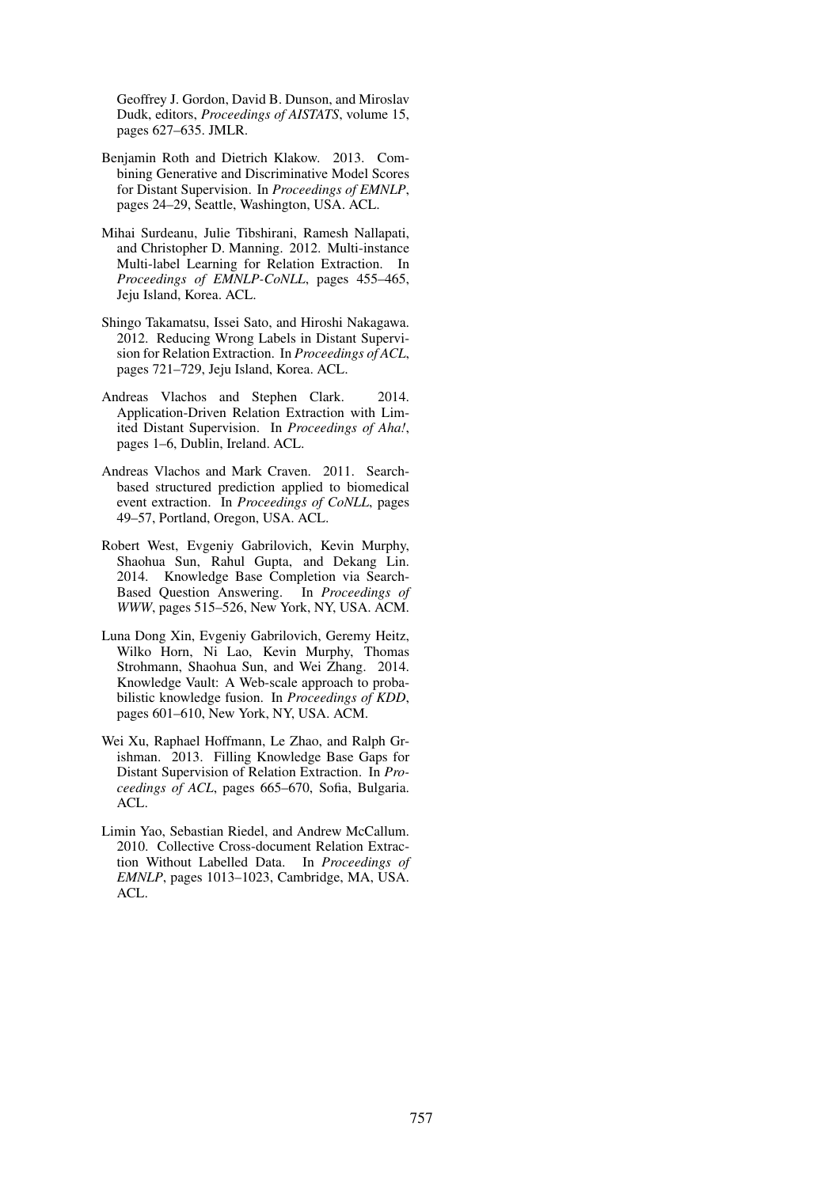Geoffrey J. Gordon, David B. Dunson, and Miroslav Dudk, editors, *Proceedings of AISTATS*, volume 15, pages 627–635. JMLR.

Benjamin Roth and Dietrich Klakow. 2013. Combining Generative and Discriminative Model Scores for Distant Supervision. In *Proceedings of EMNLP*, pages 24–29, Seattle, Washington, USA. ACL.

Mihai Surdeanu, Julie Tibshirani, Ramesh Nallapati, and Christopher D. Manning. 2012. Multi-instance Multi-label Learning for Relation Extraction. In *Proceedings of EMNLP-CoNLL*, pages 455–465, Jeju Island, Korea. ACL.

Shingo Takamatsu, Issei Sato, and Hiroshi Nakagawa. 2012. Reducing Wrong Labels in Distant Supervision for Relation Extraction. In *Proceedings of ACL*, pages 721–729, Jeju Island, Korea. ACL.

Andreas Vlachos and Stephen Clark. 2014. Application-Driven Relation Extraction with Limited Distant Supervision. In *Proceedings of Aha!*, pages 1–6, Dublin, Ireland. ACL.

Andreas Vlachos and Mark Craven. 2011. Search-based structured prediction applied to biomedical event extraction. In *Proceedings of CoNLL*, pages 49–57, Portland, Oregon, USA. ACL.

Robert West, Evgeniy Gabrilovich, Kevin Murphy, Shaohua Sun, Rahul Gupta, and Dekang Lin. 2014. Knowledge Base Completion via Search-Based Question Answering. In *Proceedings of WWW*, pages 515–526, New York, NY, USA. ACM.

Luna Dong Xin, Evgeniy Gabrilovich, Geremy Heitz, Wilko Horn, Ni Lao, Kevin Murphy, Thomas Strohmann, Shaohua Sun, and Wei Zhang. 2014. Knowledge Vault: A Web-scale approach to probabilistic knowledge fusion. In *Proceedings of KDD*, pages 601–610, New York, NY, USA. ACM.

Wei Xu, Raphael Hoffmann, Le Zhao, and Ralph Grishman. 2013. Filling Knowledge Base Gaps for Distant Supervision of Relation Extraction. In *Proceedings of ACL*, pages 665–670, Sofia, Bulgaria. ACL.

Limin Yao, Sebastian Riedel, and Andrew McCallum. 2010. Collective Cross-document Relation Extraction Without Labelled Data. In *Proceedings of EMNLP*, pages 1013–1023, Cambridge, MA, USA. ACL.